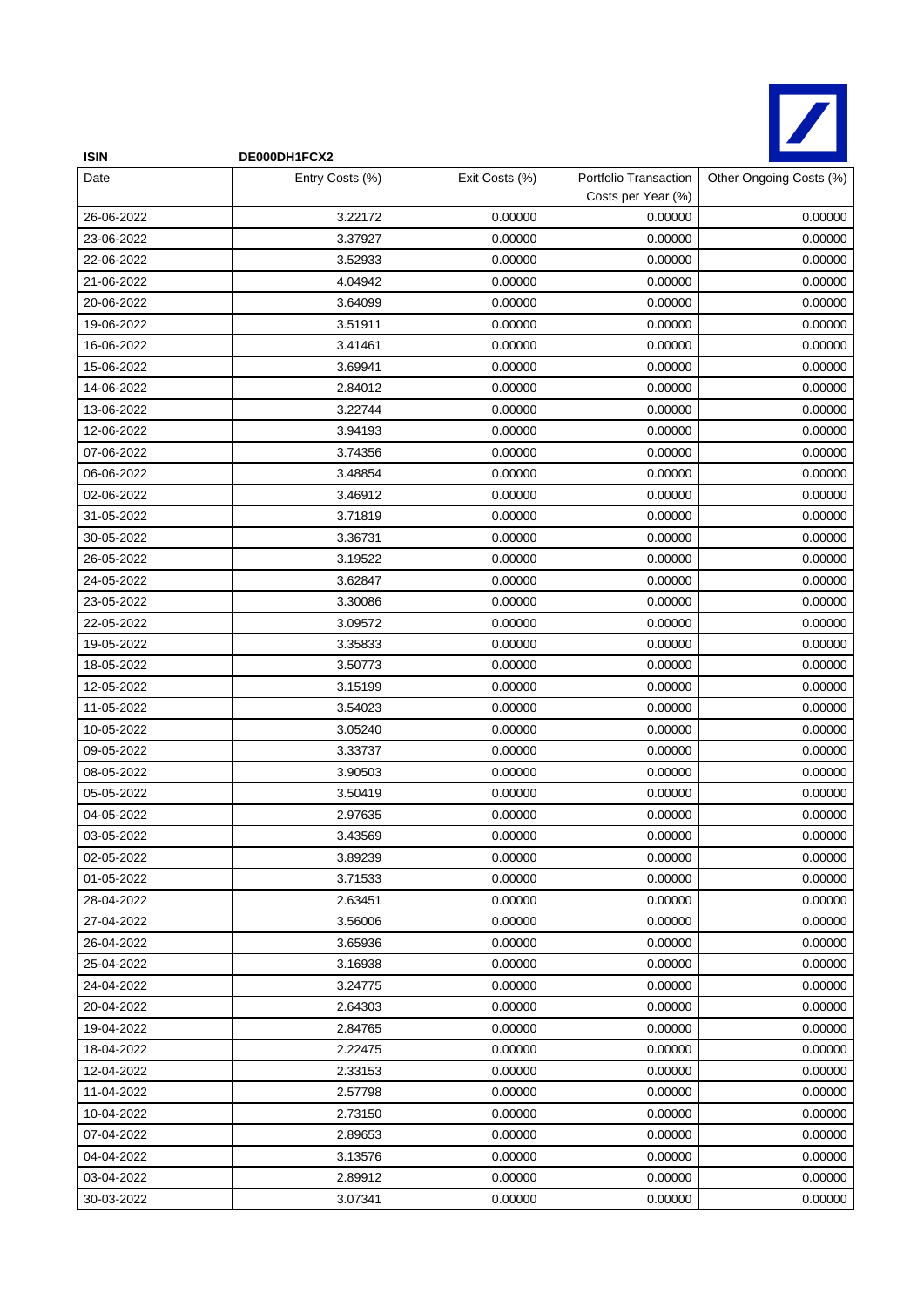**ISIN** **DE000DH1FCX2**

| Date | Entry Costs (%) | Exit Costs (%) | Portfolio Transaction Costs per Year (%) | Other Ongoing Costs (%) |
|---|---|---|---|---|
| 26-06-2022 | 3.22172 | 0.00000 | 0.00000 | 0.00000 |
| 23-06-2022 | 3.37927 | 0.00000 | 0.00000 | 0.00000 |
| 22-06-2022 | 3.52933 | 0.00000 | 0.00000 | 0.00000 |
| 21-06-2022 | 4.04942 | 0.00000 | 0.00000 | 0.00000 |
| 20-06-2022 | 3.64099 | 0.00000 | 0.00000 | 0.00000 |
| 19-06-2022 | 3.51911 | 0.00000 | 0.00000 | 0.00000 |
| 16-06-2022 | 3.41461 | 0.00000 | 0.00000 | 0.00000 |
| 15-06-2022 | 3.69941 | 0.00000 | 0.00000 | 0.00000 |
| 14-06-2022 | 2.84012 | 0.00000 | 0.00000 | 0.00000 |
| 13-06-2022 | 3.22744 | 0.00000 | 0.00000 | 0.00000 |
| 12-06-2022 | 3.94193 | 0.00000 | 0.00000 | 0.00000 |
| 07-06-2022 | 3.74356 | 0.00000 | 0.00000 | 0.00000 |
| 06-06-2022 | 3.48854 | 0.00000 | 0.00000 | 0.00000 |
| 02-06-2022 | 3.46912 | 0.00000 | 0.00000 | 0.00000 |
| 31-05-2022 | 3.71819 | 0.00000 | 0.00000 | 0.00000 |
| 30-05-2022 | 3.36731 | 0.00000 | 0.00000 | 0.00000 |
| 26-05-2022 | 3.19522 | 0.00000 | 0.00000 | 0.00000 |
| 24-05-2022 | 3.62847 | 0.00000 | 0.00000 | 0.00000 |
| 23-05-2022 | 3.30086 | 0.00000 | 0.00000 | 0.00000 |
| 22-05-2022 | 3.09572 | 0.00000 | 0.00000 | 0.00000 |
| 19-05-2022 | 3.35833 | 0.00000 | 0.00000 | 0.00000 |
| 18-05-2022 | 3.50773 | 0.00000 | 0.00000 | 0.00000 |
| 12-05-2022 | 3.15199 | 0.00000 | 0.00000 | 0.00000 |
| 11-05-2022 | 3.54023 | 0.00000 | 0.00000 | 0.00000 |
| 10-05-2022 | 3.05240 | 0.00000 | 0.00000 | 0.00000 |
| 09-05-2022 | 3.33737 | 0.00000 | 0.00000 | 0.00000 |
| 08-05-2022 | 3.90503 | 0.00000 | 0.00000 | 0.00000 |
| 05-05-2022 | 3.50419 | 0.00000 | 0.00000 | 0.00000 |
| 04-05-2022 | 2.97635 | 0.00000 | 0.00000 | 0.00000 |
| 03-05-2022 | 3.43569 | 0.00000 | 0.00000 | 0.00000 |
| 02-05-2022 | 3.89239 | 0.00000 | 0.00000 | 0.00000 |
| 01-05-2022 | 3.71533 | 0.00000 | 0.00000 | 0.00000 |
| 28-04-2022 | 2.63451 | 0.00000 | 0.00000 | 0.00000 |
| 27-04-2022 | 3.56006 | 0.00000 | 0.00000 | 0.00000 |
| 26-04-2022 | 3.65936 | 0.00000 | 0.00000 | 0.00000 |
| 25-04-2022 | 3.16938 | 0.00000 | 0.00000 | 0.00000 |
| 24-04-2022 | 3.24775 | 0.00000 | 0.00000 | 0.00000 |
| 20-04-2022 | 2.64303 | 0.00000 | 0.00000 | 0.00000 |
| 19-04-2022 | 2.84765 | 0.00000 | 0.00000 | 0.00000 |
| 18-04-2022 | 2.22475 | 0.00000 | 0.00000 | 0.00000 |
| 12-04-2022 | 2.33153 | 0.00000 | 0.00000 | 0.00000 |
| 11-04-2022 | 2.57798 | 0.00000 | 0.00000 | 0.00000 |
| 10-04-2022 | 2.73150 | 0.00000 | 0.00000 | 0.00000 |
| 07-04-2022 | 2.89653 | 0.00000 | 0.00000 | 0.00000 |
| 04-04-2022 | 3.13576 | 0.00000 | 0.00000 | 0.00000 |
| 03-04-2022 | 2.89912 | 0.00000 | 0.00000 | 0.00000 |
| 30-03-2022 | 3.07341 | 0.00000 | 0.00000 | 0.00000 |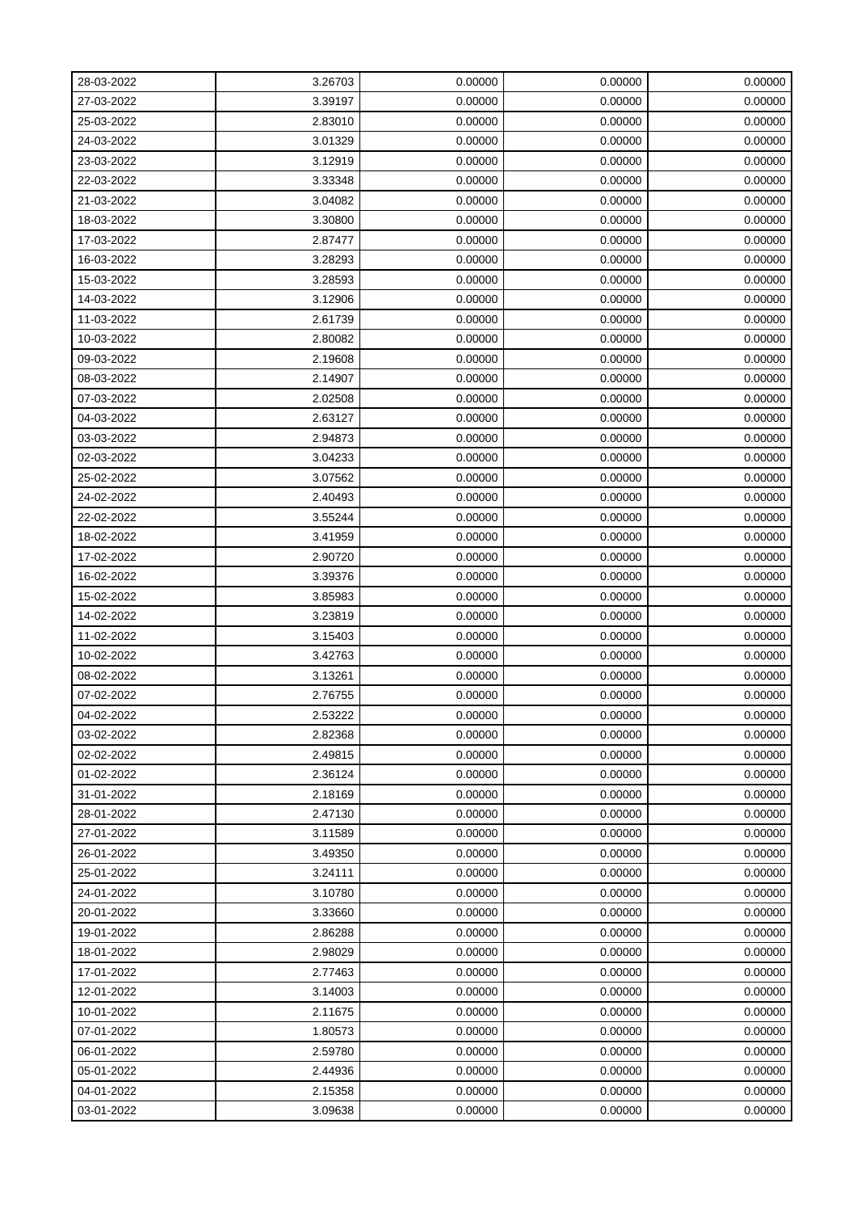| 28-03-2022 | 3.26703 | 0.00000 | 0.00000 | 0.00000 |
|---|---|---|---|---|
| 27-03-2022 | 3.39197 | 0.00000 | 0.00000 | 0.00000 |
| 25-03-2022 | 2.83010 | 0.00000 | 0.00000 | 0.00000 |
| 24-03-2022 | 3.01329 | 0.00000 | 0.00000 | 0.00000 |
| 23-03-2022 | 3.12919 | 0.00000 | 0.00000 | 0.00000 |
| 22-03-2022 | 3.33348 | 0.00000 | 0.00000 | 0.00000 |
| 21-03-2022 | 3.04082 | 0.00000 | 0.00000 | 0.00000 |
| 18-03-2022 | 3.30800 | 0.00000 | 0.00000 | 0.00000 |
| 17-03-2022 | 2.87477 | 0.00000 | 0.00000 | 0.00000 |
| 16-03-2022 | 3.28293 | 0.00000 | 0.00000 | 0.00000 |
| 15-03-2022 | 3.28593 | 0.00000 | 0.00000 | 0.00000 |
| 14-03-2022 | 3.12906 | 0.00000 | 0.00000 | 0.00000 |
| 11-03-2022 | 2.61739 | 0.00000 | 0.00000 | 0.00000 |
| 10-03-2022 | 2.80082 | 0.00000 | 0.00000 | 0.00000 |
| 09-03-2022 | 2.19608 | 0.00000 | 0.00000 | 0.00000 |
| 08-03-2022 | 2.14907 | 0.00000 | 0.00000 | 0.00000 |
| 07-03-2022 | 2.02508 | 0.00000 | 0.00000 | 0.00000 |
| 04-03-2022 | 2.63127 | 0.00000 | 0.00000 | 0.00000 |
| 03-03-2022 | 2.94873 | 0.00000 | 0.00000 | 0.00000 |
| 02-03-2022 | 3.04233 | 0.00000 | 0.00000 | 0.00000 |
| 25-02-2022 | 3.07562 | 0.00000 | 0.00000 | 0.00000 |
| 24-02-2022 | 2.40493 | 0.00000 | 0.00000 | 0.00000 |
| 22-02-2022 | 3.55244 | 0.00000 | 0.00000 | 0.00000 |
| 18-02-2022 | 3.41959 | 0.00000 | 0.00000 | 0.00000 |
| 17-02-2022 | 2.90720 | 0.00000 | 0.00000 | 0.00000 |
| 16-02-2022 | 3.39376 | 0.00000 | 0.00000 | 0.00000 |
| 15-02-2022 | 3.85983 | 0.00000 | 0.00000 | 0.00000 |
| 14-02-2022 | 3.23819 | 0.00000 | 0.00000 | 0.00000 |
| 11-02-2022 | 3.15403 | 0.00000 | 0.00000 | 0.00000 |
| 10-02-2022 | 3.42763 | 0.00000 | 0.00000 | 0.00000 |
| 08-02-2022 | 3.13261 | 0.00000 | 0.00000 | 0.00000 |
| 07-02-2022 | 2.76755 | 0.00000 | 0.00000 | 0.00000 |
| 04-02-2022 | 2.53222 | 0.00000 | 0.00000 | 0.00000 |
| 03-02-2022 | 2.82368 | 0.00000 | 0.00000 | 0.00000 |
| 02-02-2022 | 2.49815 | 0.00000 | 0.00000 | 0.00000 |
| 01-02-2022 | 2.36124 | 0.00000 | 0.00000 | 0.00000 |
| 31-01-2022 | 2.18169 | 0.00000 | 0.00000 | 0.00000 |
| 28-01-2022 | 2.47130 | 0.00000 | 0.00000 | 0.00000 |
| 27-01-2022 | 3.11589 | 0.00000 | 0.00000 | 0.00000 |
| 26-01-2022 | 3.49350 | 0.00000 | 0.00000 | 0.00000 |
| 25-01-2022 | 3.24111 | 0.00000 | 0.00000 | 0.00000 |
| 24-01-2022 | 3.10780 | 0.00000 | 0.00000 | 0.00000 |
| 20-01-2022 | 3.33660 | 0.00000 | 0.00000 | 0.00000 |
| 19-01-2022 | 2.86288 | 0.00000 | 0.00000 | 0.00000 |
| 18-01-2022 | 2.98029 | 0.00000 | 0.00000 | 0.00000 |
| 17-01-2022 | 2.77463 | 0.00000 | 0.00000 | 0.00000 |
| 12-01-2022 | 3.14003 | 0.00000 | 0.00000 | 0.00000 |
| 10-01-2022 | 2.11675 | 0.00000 | 0.00000 | 0.00000 |
| 07-01-2022 | 1.80573 | 0.00000 | 0.00000 | 0.00000 |
| 06-01-2022 | 2.59780 | 0.00000 | 0.00000 | 0.00000 |
| 05-01-2022 | 2.44936 | 0.00000 | 0.00000 | 0.00000 |
| 04-01-2022 | 2.15358 | 0.00000 | 0.00000 | 0.00000 |
| 03-01-2022 | 3.09638 | 0.00000 | 0.00000 | 0.00000 |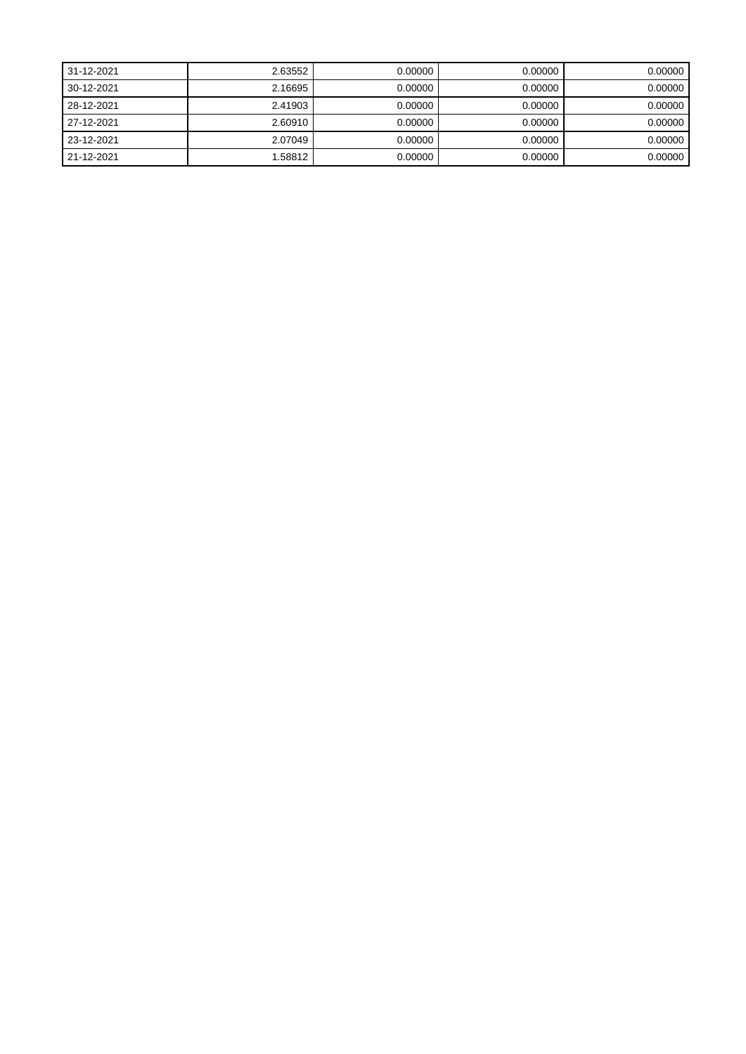| | | | | |
|---|---|---|---|---|
| 31-12-2021 | 2.63552 | 0.00000 | 0.00000 | 0.00000 |
| 30-12-2021 | 2.16695 | 0.00000 | 0.00000 | 0.00000 |
| 28-12-2021 | 2.41903 | 0.00000 | 0.00000 | 0.00000 |
| 27-12-2021 | 2.60910 | 0.00000 | 0.00000 | 0.00000 |
| 23-12-2021 | 2.07049 | 0.00000 | 0.00000 | 0.00000 |
| 21-12-2021 | 1.58812 | 0.00000 | 0.00000 | 0.00000 |